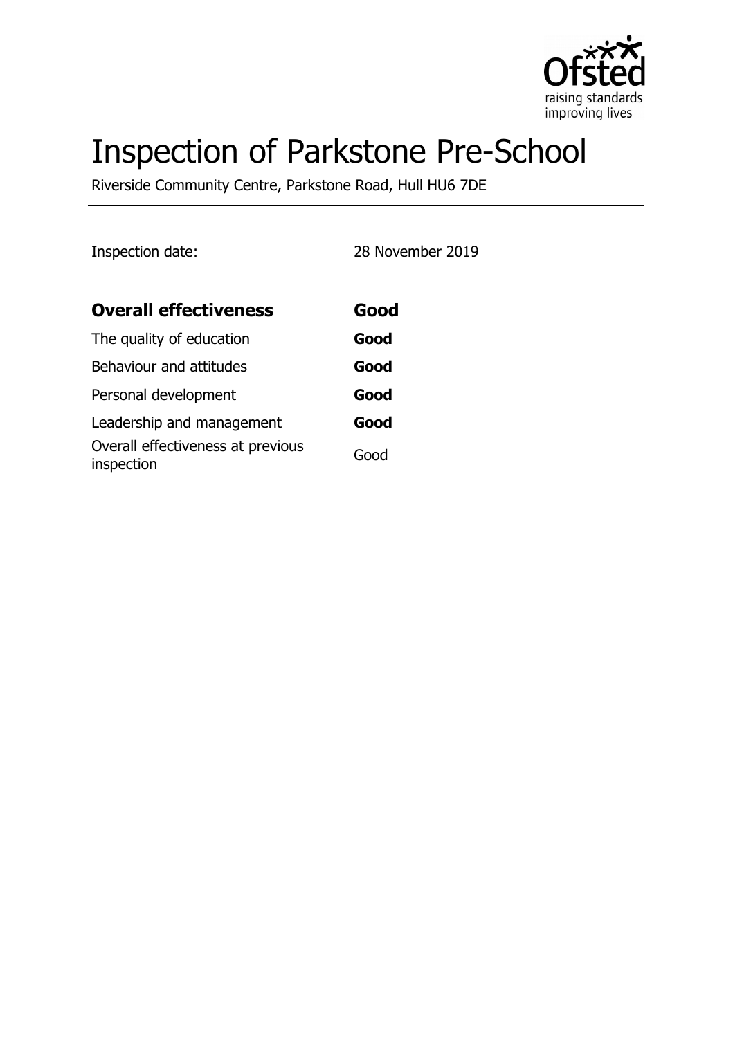# Inspection of Parkstone Pre-School

Riverside Community Centre, Parkstone Road, Hull HU6 7DE

Inspection date: 28 November 2019

| **Overall effectiveness** | **Good** |
| --- | --- |
| The quality of education | **Good** |
| Behaviour and attitudes | **Good** |
| Personal development | **Good** |
| Leadership and management | **Good** |
| Overall effectiveness at previous inspection | Good |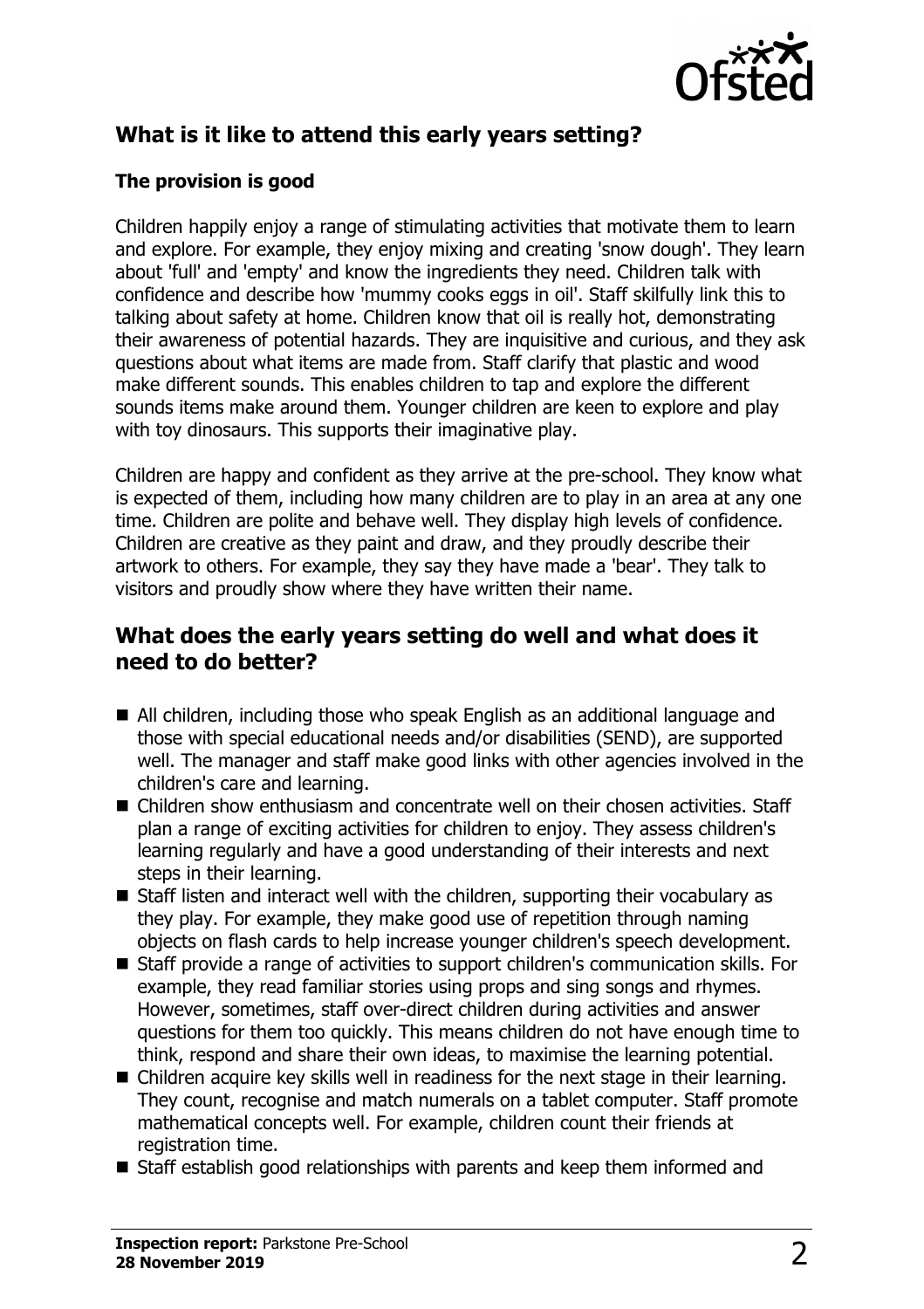## What is it like to attend this early years setting?

### The provision is good

Children happily enjoy a range of stimulating activities that motivate them to learn and explore. For example, they enjoy mixing and creating 'snow dough'. They learn about 'full' and 'empty' and know the ingredients they need. Children talk with confidence and describe how 'mummy cooks eggs in oil'. Staff skilfully link this to talking about safety at home. Children know that oil is really hot, demonstrating their awareness of potential hazards. They are inquisitive and curious, and they ask questions about what items are made from. Staff clarify that plastic and wood make different sounds. This enables children to tap and explore the different sounds items make around them. Younger children are keen to explore and play with toy dinosaurs. This supports their imaginative play.

Children are happy and confident as they arrive at the pre-school. They know what is expected of them, including how many children are to play in an area at any one time. Children are polite and behave well. They display high levels of confidence. Children are creative as they paint and draw, and they proudly describe their artwork to others. For example, they say they have made a 'bear'. They talk to visitors and proudly show where they have written their name.

## What does the early years setting do well and what does it need to do better?

- All children, including those who speak English as an additional language and those with special educational needs and/or disabilities (SEND), are supported well. The manager and staff make good links with other agencies involved in the children's care and learning.
- Children show enthusiasm and concentrate well on their chosen activities. Staff plan a range of exciting activities for children to enjoy. They assess children's learning regularly and have a good understanding of their interests and next steps in their learning.
- Staff listen and interact well with the children, supporting their vocabulary as they play. For example, they make good use of repetition through naming objects on flash cards to help increase younger children's speech development.
- Staff provide a range of activities to support children's communication skills. For example, they read familiar stories using props and sing songs and rhymes. However, sometimes, staff over-direct children during activities and answer questions for them too quickly. This means children do not have enough time to think, respond and share their own ideas, to maximise the learning potential.
- Children acquire key skills well in readiness for the next stage in their learning. They count, recognise and match numerals on a tablet computer. Staff promote mathematical concepts well. For example, children count their friends at registration time.
- Staff establish good relationships with parents and keep them informed and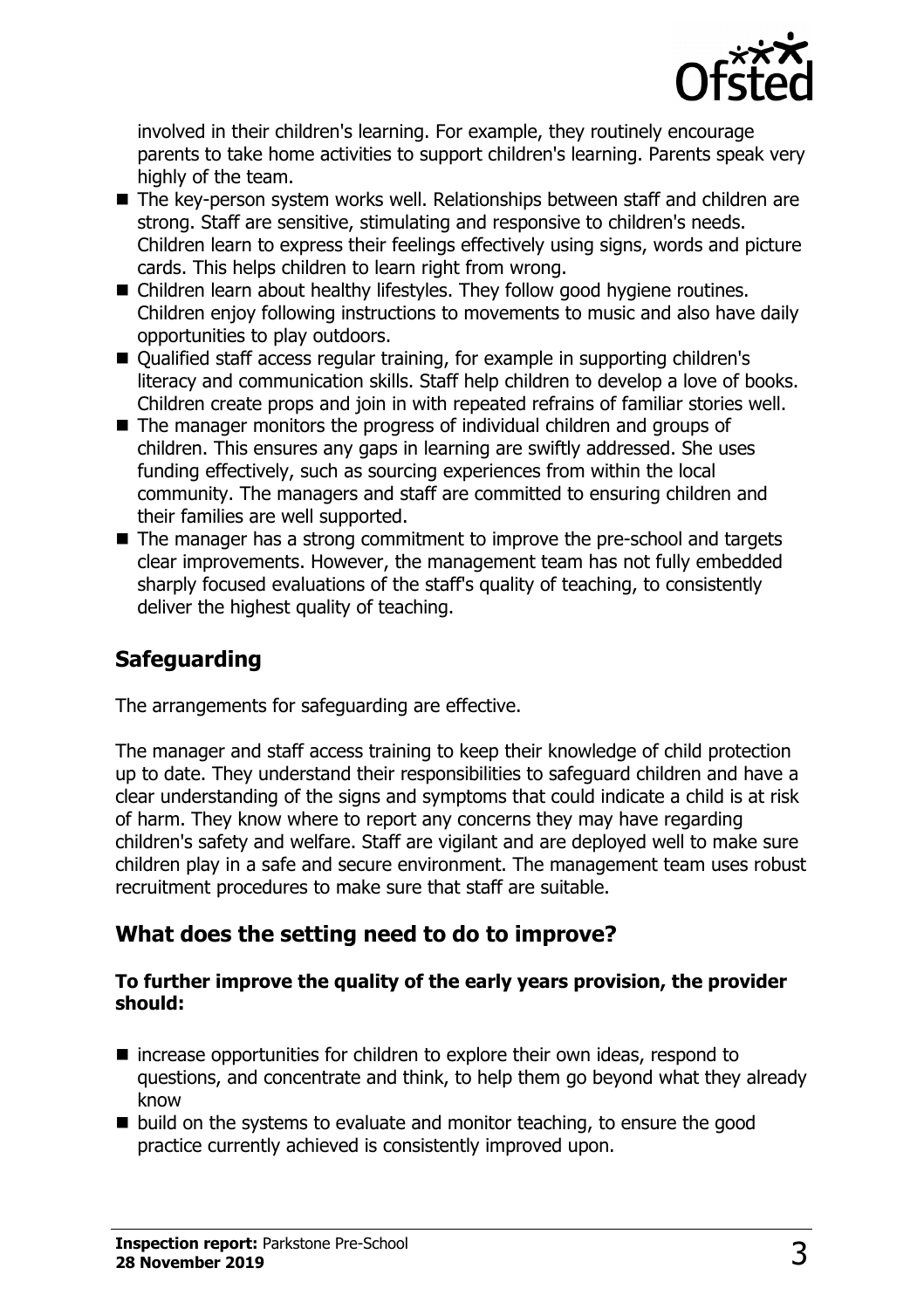involved in their children's learning. For example, they routinely encourage parents to take home activities to support children's learning. Parents speak very highly of the team.

- The key-person system works well. Relationships between staff and children are strong. Staff are sensitive, stimulating and responsive to children's needs. Children learn to express their feelings effectively using signs, words and picture cards. This helps children to learn right from wrong.
- Children learn about healthy lifestyles. They follow good hygiene routines. Children enjoy following instructions to movements to music and also have daily opportunities to play outdoors.
- Qualified staff access regular training, for example in supporting children's literacy and communication skills. Staff help children to develop a love of books. Children create props and join in with repeated refrains of familiar stories well.
- The manager monitors the progress of individual children and groups of children. This ensures any gaps in learning are swiftly addressed. She uses funding effectively, such as sourcing experiences from within the local community. The managers and staff are committed to ensuring children and their families are well supported.
- The manager has a strong commitment to improve the pre-school and targets clear improvements. However, the management team has not fully embedded sharply focused evaluations of the staff's quality of teaching, to consistently deliver the highest quality of teaching.

## Safeguarding

The arrangements for safeguarding are effective.

The manager and staff access training to keep their knowledge of child protection up to date. They understand their responsibilities to safeguard children and have a clear understanding of the signs and symptoms that could indicate a child is at risk of harm. They know where to report any concerns they may have regarding children's safety and welfare. Staff are vigilant and are deployed well to make sure children play in a safe and secure environment. The management team uses robust recruitment procedures to make sure that staff are suitable.

## What does the setting need to do to improve?

**To further improve the quality of the early years provision, the provider should:**

- increase opportunities for children to explore their own ideas, respond to questions, and concentrate and think, to help them go beyond what they already know
- build on the systems to evaluate and monitor teaching, to ensure the good practice currently achieved is consistently improved upon.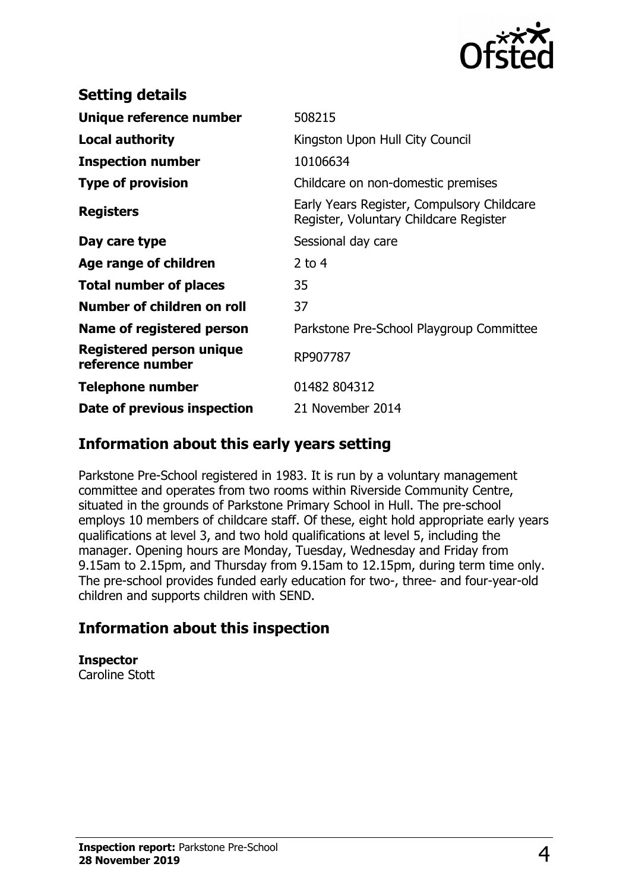## Setting details

| | |
|---|---|
| **Unique reference number** | 508215 |
| **Local authority** | Kingston Upon Hull City Council |
| **Inspection number** | 10106634 |
| **Type of provision** | Childcare on non-domestic premises |
| **Registers** | Early Years Register, Compulsory Childcare Register, Voluntary Childcare Register |
| **Day care type** | Sessional day care |
| **Age range of children** | 2 to 4 |
| **Total number of places** | 35 |
| **Number of children on roll** | 37 |
| **Name of registered person** | Parkstone Pre-School Playgroup Committee |
| **Registered person unique reference number** | RP907787 |
| **Telephone number** | 01482 804312 |
| **Date of previous inspection** | 21 November 2014 |

## Information about this early years setting

Parkstone Pre-School registered in 1983. It is run by a voluntary management committee and operates from two rooms within Riverside Community Centre, situated in the grounds of Parkstone Primary School in Hull. The pre-school employs 10 members of childcare staff. Of these, eight hold appropriate early years qualifications at level 3, and two hold qualifications at level 5, including the manager. Opening hours are Monday, Tuesday, Wednesday and Friday from 9.15am to 2.15pm, and Thursday from 9.15am to 12.15pm, during term time only. The pre-school provides funded early education for two-, three- and four-year-old children and supports children with SEND.

## Information about this inspection

**Inspector**
Caroline Stott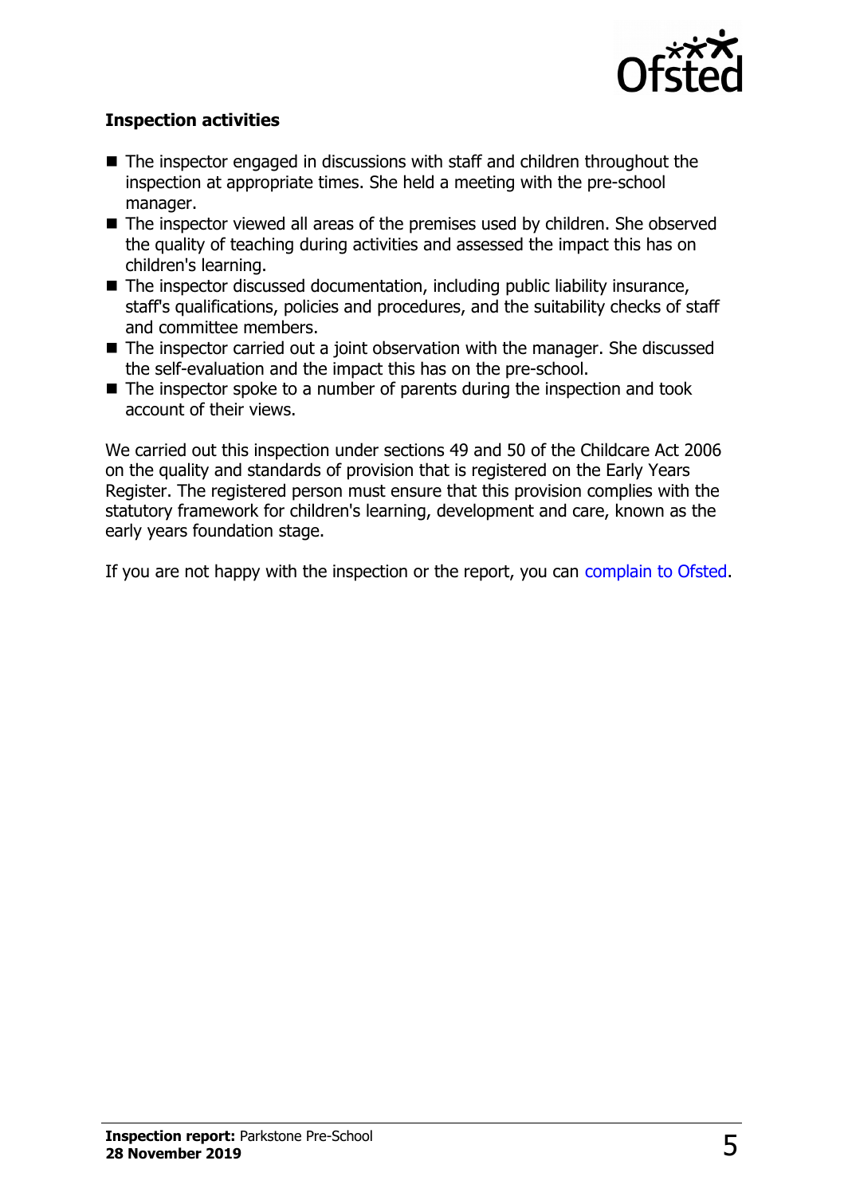**Inspection activities**

- The inspector engaged in discussions with staff and children throughout the inspection at appropriate times. She held a meeting with the pre-school manager.
- The inspector viewed all areas of the premises used by children. She observed the quality of teaching during activities and assessed the impact this has on children's learning.
- The inspector discussed documentation, including public liability insurance, staff's qualifications, policies and procedures, and the suitability checks of staff and committee members.
- The inspector carried out a joint observation with the manager. She discussed the self-evaluation and the impact this has on the pre-school.
- The inspector spoke to a number of parents during the inspection and took account of their views.

We carried out this inspection under sections 49 and 50 of the Childcare Act 2006 on the quality and standards of provision that is registered on the Early Years Register. The registered person must ensure that this provision complies with the statutory framework for children's learning, development and care, known as the early years foundation stage.

If you are not happy with the inspection or the report, you can complain to Ofsted.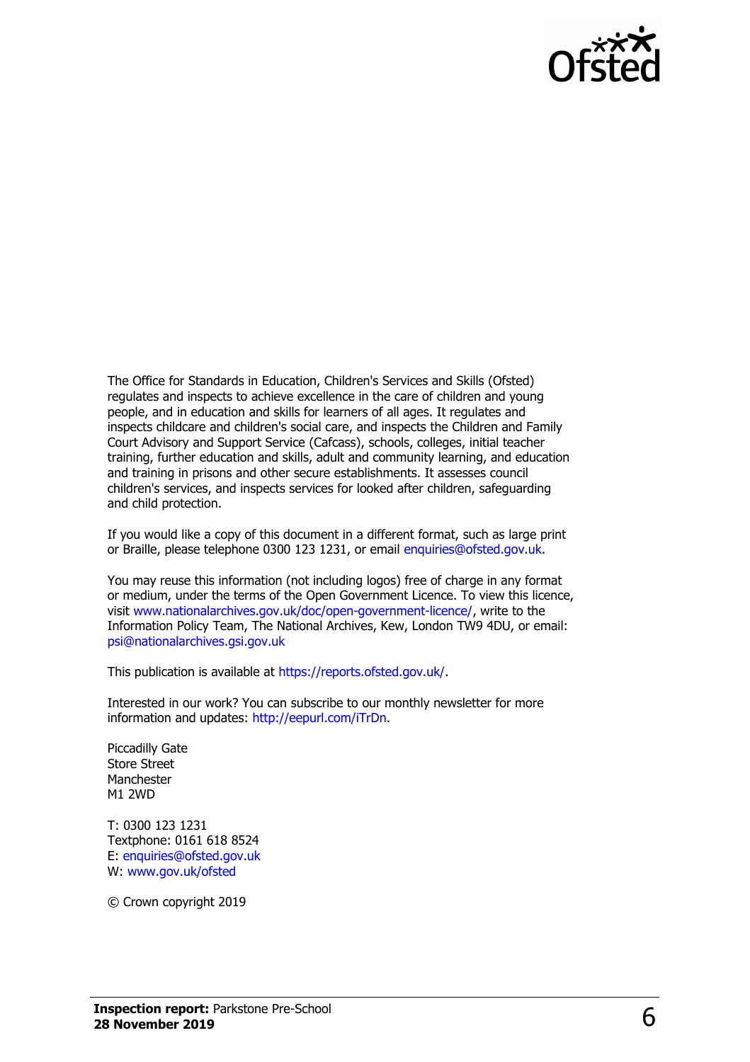The Office for Standards in Education, Children's Services and Skills (Ofsted) regulates and inspects to achieve excellence in the care of children and young people, and in education and skills for learners of all ages. It regulates and inspects childcare and children's social care, and inspects the Children and Family Court Advisory and Support Service (Cafcass), schools, colleges, initial teacher training, further education and skills, adult and community learning, and education and training in prisons and other secure establishments. It assesses council children's services, and inspects services for looked after children, safeguarding and child protection.

If you would like a copy of this document in a different format, such as large print or Braille, please telephone 0300 123 1231, or email enquiries@ofsted.gov.uk.

You may reuse this information (not including logos) free of charge in any format or medium, under the terms of the Open Government Licence. To view this licence, visit www.nationalarchives.gov.uk/doc/open-government-licence/, write to the Information Policy Team, The National Archives, Kew, London TW9 4DU, or email: psi@nationalarchives.gsi.gov.uk

This publication is available at https://reports.ofsted.gov.uk/.

Interested in our work? You can subscribe to our monthly newsletter for more information and updates: http://eepurl.com/iTrDn.

Piccadilly Gate
Store Street
Manchester
M1 2WD

T: 0300 123 1231
Textphone: 0161 618 8524
E: enquiries@ofsted.gov.uk
W: www.gov.uk/ofsted

© Crown copyright 2019